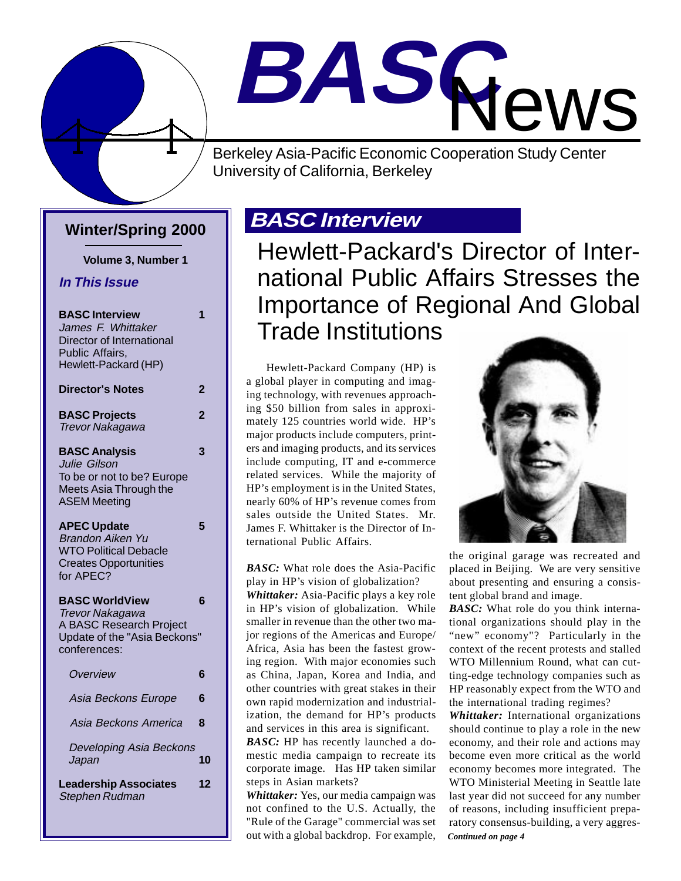# BASC News

Berkeley Asia-Pacific Economic Cooperation Study Center
University of California, Berkeley

**Winter/Spring 2000**

**Volume 3, Number 1**

***In This Issue***

| | |
|---|---|
| **BASC Interview** *James F. Whittaker* Director of International Public Affairs, Hewlett-Packard (HP) | 1 |
| **Director's Notes** | 2 |
| **BASC Projects** *Trevor Nakagawa* | 2 |
| **BASC Analysis** *Julie Gilson* To be or not to be? Europe Meets Asia Through the ASEM Meeting | 3 |
| **APEC Update** *Brandon Aiken Yu* WTO Political Debacle Creates Opportunities for APEC? | 5 |
| **BASC WorldView** *Trevor Nakagawa* A BASC Research Project Update of the "Asia Beckons" conferences: | 6 |
| *Overview* | 6 |
| *Asia Beckons Europe* | 6 |
| *Asia Beckons America* | 8 |
| *Developing Asia Beckons Japan* | 10 |
| **Leadership Associates** *Stephen Rudman* | 12 |

## BASC Interview

# Hewlett-Packard's Director of International Public Affairs Stresses the Importance of Regional And Global Trade Institutions

Hewlett-Packard Company (HP) is a global player in computing and imaging technology, with revenues approaching $50 billion from sales in approximately 125 countries world wide. HP's major products include computers, printers and imaging products, and its services include computing, IT and e-commerce related services. While the majority of HP's employment is in the United States, nearly 60% of HP's revenue comes from sales outside the United States. Mr. James F. Whittaker is the Director of International Public Affairs.

***BASC:*** What role does the Asia-Pacific play in HP's vision of globalization?

***Whittaker:*** Asia-Pacific plays a key role in HP's vision of globalization. While smaller in revenue than the other two major regions of the Americas and Europe/Africa, Asia has been the fastest growing region. With major economies such as China, Japan, Korea and India, and other countries with great stakes in their own rapid modernization and industrialization, the demand for HP's products and services in this area is significant.

***BASC:*** HP has recently launched a domestic media campaign to recreate its corporate image. Has HP taken similar steps in Asian markets?

***Whittaker:*** Yes, our media campaign was not confined to the U.S. Actually, the "Rule of the Garage" commercial was set out with a global backdrop. For example, the original garage was recreated and placed in Beijing. We are very sensitive about presenting and ensuring a consistent global brand and image.

***BASC:*** What role do you think international organizations should play in the "new" economy"? Particularly in the context of the recent protests and stalled WTO Millennium Round, what can cutting-edge technology companies such as HP reasonably expect from the WTO and the international trading regimes?

***Whittaker:*** International organizations should continue to play a role in the new economy, and their role and actions may become even more critical as the world economy becomes more integrated. The WTO Ministerial Meeting in Seattle late last year did not succeed for any number of reasons, including insufficient preparatory consensus-building, a very aggres-

***Continued on page 4***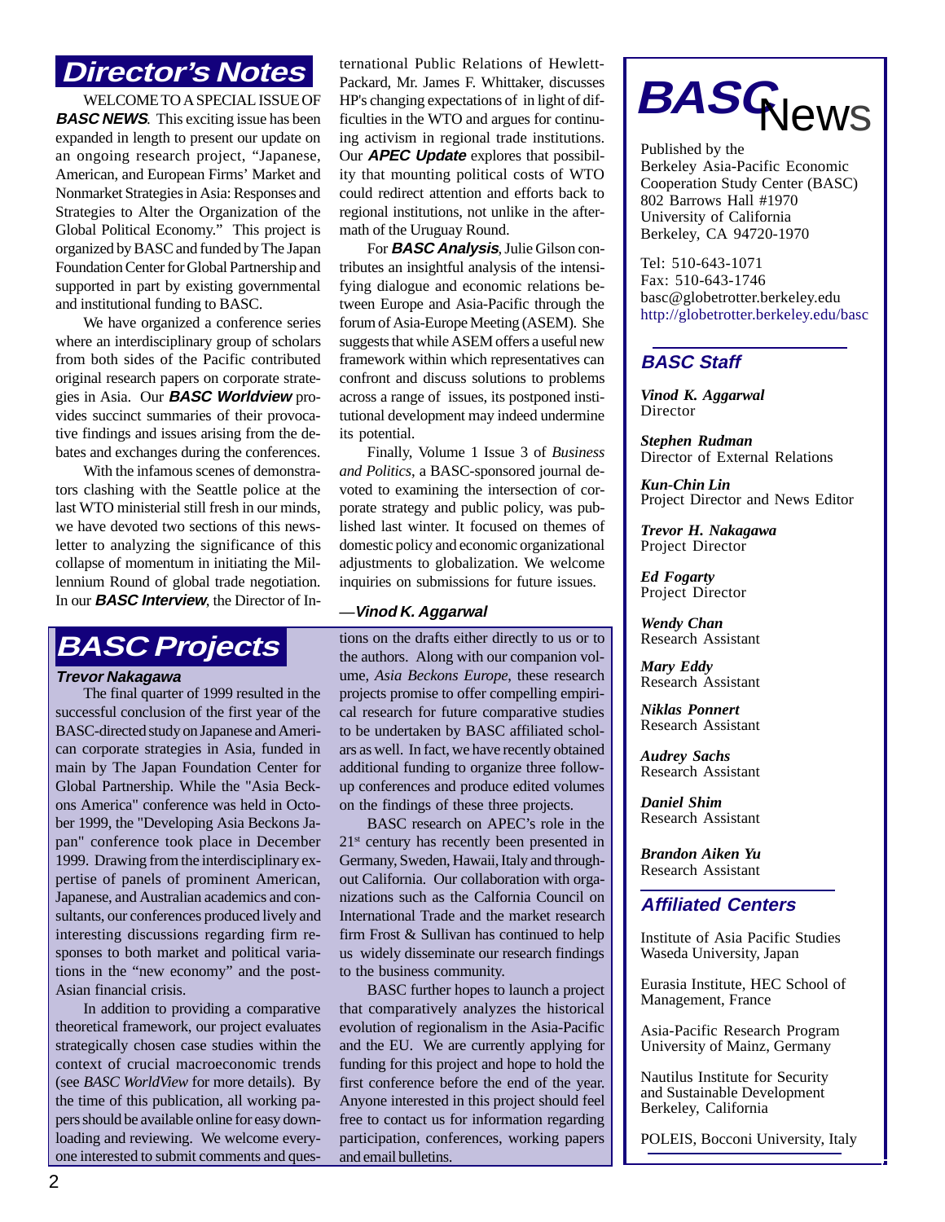## Director's Notes

WELCOME TO A SPECIAL ISSUE OF ***BASC NEWS***. This exciting issue has been expanded in length to present our update on an ongoing research project, "Japanese, American, and European Firms' Market and Nonmarket Strategies in Asia: Responses and Strategies to Alter the Organization of the Global Political Economy." This project is organized by BASC and funded by The Japan Foundation Center for Global Partnership and supported in part by existing governmental and institutional funding to BASC.

We have organized a conference series where an interdisciplinary group of scholars from both sides of the Pacific contributed original research papers on corporate strategies in Asia. Our ***BASC Worldview*** provides succinct summaries of their provocative findings and issues arising from the debates and exchanges during the conferences.

With the infamous scenes of demonstrators clashing with the Seattle police at the last WTO ministerial still fresh in our minds, we have devoted two sections of this newsletter to analyzing the significance of this collapse of momentum in initiating the Millennium Round of global trade negotiation. In our ***BASC Interview***, the Director of International Public Relations of Hewlett-Packard, Mr. James F. Whittaker, discusses HP's changing expectations of in light of difficulties in the WTO and argues for continuing activism in regional trade institutions. Our ***APEC Update*** explores that possibility that mounting political costs of WTO could redirect attention and efforts back to regional institutions, not unlike in the aftermath of the Uruguay Round.

For ***BASC Analysis***, Julie Gilson contributes an insightful analysis of the intensifying dialogue and economic relations between Europe and Asia-Pacific through the forum of Asia-Europe Meeting (ASEM). She suggests that while ASEM offers a useful new framework within which representatives can confront and discuss solutions to problems across a range of issues, its postponed institutional development may indeed undermine its potential.

Finally, Volume 1 Issue 3 of *Business and Politics*, a BASC-sponsored journal devoted to examining the intersection of corporate strategy and public policy, was published last winter. It focused on themes of domestic policy and economic organizational adjustments to globalization. We welcome inquiries on submissions for future issues.

—***Vinod K. Aggarwal***

## BASC Projects

***Trevor Nakagawa***

The final quarter of 1999 resulted in the successful conclusion of the first year of the BASC-directed study on Japanese and American corporate strategies in Asia, funded in main by The Japan Foundation Center for Global Partnership. While the "Asia Beckons America" conference was held in October 1999, the "Developing Asia Beckons Japan" conference took place in December 1999. Drawing from the interdisciplinary expertise of panels of prominent American, Japanese, and Australian academics and consultants, our conferences produced lively and interesting discussions regarding firm responses to both market and political variations in the "new economy" and the post-Asian financial crisis.

In addition to providing a comparative theoretical framework, our project evaluates strategically chosen case studies within the context of crucial macroeconomic trends (see *BASC WorldView* for more details). By the time of this publication, all working papers should be available online for easy downloading and reviewing. We welcome everyone interested to submit comments and questions on the drafts either directly to us or to the authors. Along with our companion volume, *Asia Beckons Europe*, these research projects promise to offer compelling empirical research for future comparative studies to be undertaken by BASC affiliated scholars as well. In fact, we have recently obtained additional funding to organize three follow-up conferences and produce edited volumes on the findings of these three projects.

BASC research on APEC's role in the 21st century has recently been presented in Germany, Sweden, Hawaii, Italy and throughout California. Our collaboration with organizations such as the Calfornia Council on International Trade and the market research firm Frost & Sullivan has continued to help us widely disseminate our research findings to the business community.

BASC further hopes to launch a project that comparatively analyzes the historical evolution of regionalism in the Asia-Pacific and the EU. We are currently applying for funding for this project and hope to hold the first conference before the end of the year. Anyone interested in this project should feel free to contact us for information regarding participation, conferences, working papers and email bulletins.

# BASC News

Published by the
Berkeley Asia-Pacific Economic Cooperation Study Center (BASC)
802 Barrows Hall #1970
University of California
Berkeley, CA 94720-1970

Tel: 510-643-1071
Fax: 510-643-1746
basc@globetrotter.berkeley.edu
http://globetrotter.berkeley.edu/basc

### BASC Staff

***Vinod K. Aggarwal***
Director

***Stephen Rudman***
Director of External Relations

***Kun-Chin Lin***
Project Director and News Editor

***Trevor H. Nakagawa***
Project Director

***Ed Fogarty***
Project Director

***Wendy Chan***
Research Assistant

***Mary Eddy***
Research Assistant

***Niklas Ponnert***
Research Assistant

***Audrey Sachs***
Research Assistant

***Daniel Shim***
Research Assistant

***Brandon Aiken Yu***
Research Assistant

### Affiliated Centers

Institute of Asia Pacific Studies
Waseda University, Japan

Eurasia Institute, HEC School of Management, France

Asia-Pacific Research Program
University of Mainz, Germany

Nautilus Institute for Security and Sustainable Development
Berkeley, California

POLEIS, Bocconi University, Italy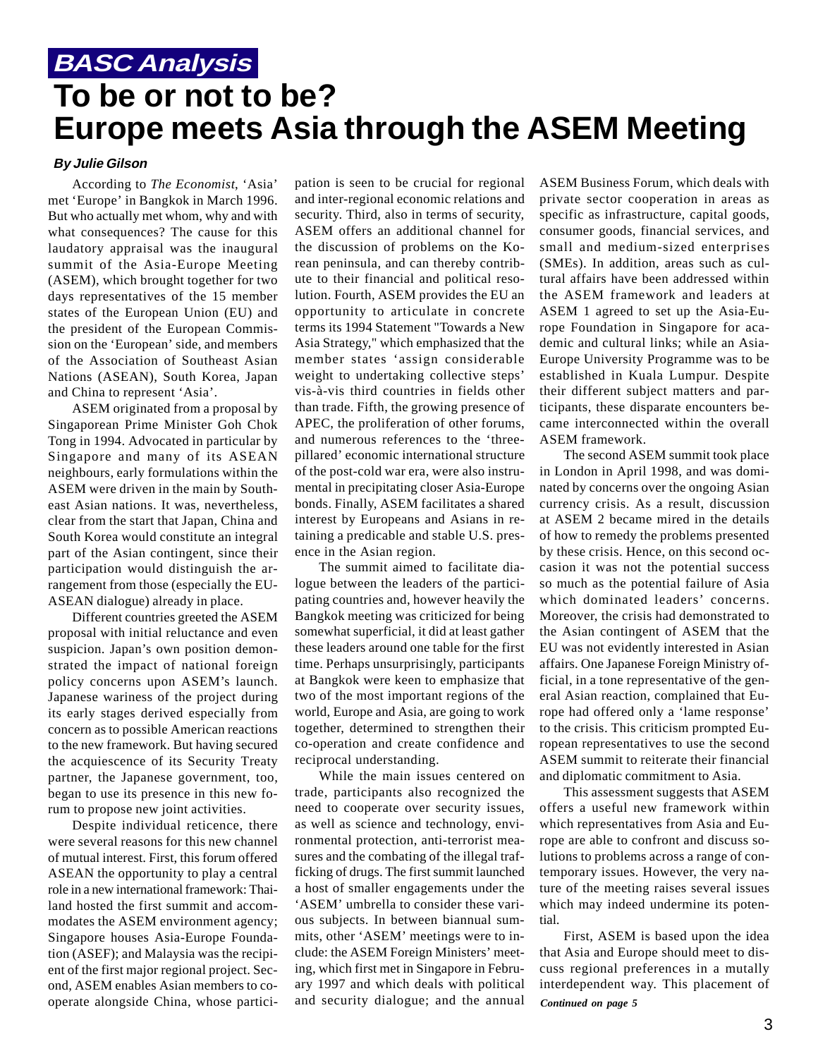**BASC Analysis**

# To be or not to be? Europe meets Asia through the ASEM Meeting

***By Julie Gilson***

According to *The Economist*, 'Asia' met 'Europe' in Bangkok in March 1996. But who actually met whom, why and with what consequences? The cause for this laudatory appraisal was the inaugural summit of the Asia-Europe Meeting (ASEM), which brought together for two days representatives of the 15 member states of the European Union (EU) and the president of the European Commission on the 'European' side, and members of the Association of Southeast Asian Nations (ASEAN), South Korea, Japan and China to represent 'Asia'.

ASEM originated from a proposal by Singaporean Prime Minister Goh Chok Tong in 1994. Advocated in particular by Singapore and many of its ASEAN neighbours, early formulations within the ASEM were driven in the main by Southeast Asian nations. It was, nevertheless, clear from the start that Japan, China and South Korea would constitute an integral part of the Asian contingent, since their participation would distinguish the arrangement from those (especially the EU-ASEAN dialogue) already in place.

Different countries greeted the ASEM proposal with initial reluctance and even suspicion. Japan's own position demonstrated the impact of national foreign policy concerns upon ASEM's launch. Japanese wariness of the project during its early stages derived especially from concern as to possible American reactions to the new framework. But having secured the acquiescence of its Security Treaty partner, the Japanese government, too, began to use its presence in this new forum to propose new joint activities.

Despite individual reticence, there were several reasons for this new channel of mutual interest. First, this forum offered ASEAN the opportunity to play a central role in a new international framework: Thailand hosted the first summit and accommodates the ASEM environment agency; Singapore houses Asia-Europe Foundation (ASEF); and Malaysia was the recipient of the first major regional project. Second, ASEM enables Asian members to cooperate alongside China, whose participation is seen to be crucial for regional and inter-regional economic relations and security. Third, also in terms of security, ASEM offers an additional channel for the discussion of problems on the Korean peninsula, and can thereby contribute to their financial and political resolution. Fourth, ASEM provides the EU an opportunity to articulate in concrete terms its 1994 Statement "Towards a New Asia Strategy," which emphasized that the member states 'assign considerable weight to undertaking collective steps' vis-à-vis third countries in fields other than trade. Fifth, the growing presence of APEC, the proliferation of other forums, and numerous references to the 'three-pillared' economic international structure of the post-cold war era, were also instrumental in precipitating closer Asia-Europe bonds. Finally, ASEM facilitates a shared interest by Europeans and Asians in retaining a predicable and stable U.S. presence in the Asian region.

The summit aimed to facilitate dialogue between the leaders of the participating countries and, however heavily the Bangkok meeting was criticized for being somewhat superficial, it did at least gather these leaders around one table for the first time. Perhaps unsurprisingly, participants at Bangkok were keen to emphasize that two of the most important regions of the world, Europe and Asia, are going to work together, determined to strengthen their co-operation and create confidence and reciprocal understanding.

While the main issues centered on trade, participants also recognized the need to cooperate over security issues, as well as science and technology, environmental protection, anti-terrorist measures and the combating of the illegal trafficking of drugs. The first summit launched a host of smaller engagements under the 'ASEM' umbrella to consider these various subjects. In between biannual summits, other 'ASEM' meetings were to include: the ASEM Foreign Ministers' meeting, which first met in Singapore in February 1997 and which deals with political and security dialogue; and the annual ASEM Business Forum, which deals with private sector cooperation in areas as specific as infrastructure, capital goods, consumer goods, financial services, and small and medium-sized enterprises (SMEs). In addition, areas such as cultural affairs have been addressed within the ASEM framework and leaders at ASEM 1 agreed to set up the Asia-Europe Foundation in Singapore for academic and cultural links; while an Asia-Europe University Programme was to be established in Kuala Lumpur. Despite their different subject matters and participants, these disparate encounters became interconnected within the overall ASEM framework.

The second ASEM summit took place in London in April 1998, and was dominated by concerns over the ongoing Asian currency crisis. As a result, discussion at ASEM 2 became mired in the details of how to remedy the problems presented by these crisis. Hence, on this second occasion it was not the potential success so much as the potential failure of Asia which dominated leaders' concerns. Moreover, the crisis had demonstrated to the Asian contingent of ASEM that the EU was not evidently interested in Asian affairs. One Japanese Foreign Ministry official, in a tone representative of the general Asian reaction, complained that Europe had offered only a 'lame response' to the crisis. This criticism prompted European representatives to use the second ASEM summit to reiterate their financial and diplomatic commitment to Asia.

This assessment suggests that ASEM offers a useful new framework within which representatives from Asia and Europe are able to confront and discuss solutions to problems across a range of contemporary issues. However, the very nature of the meeting raises several issues which may indeed undermine its potential.

First, ASEM is based upon the idea that Asia and Europe should meet to discuss regional preferences in a mutally interdependent way. This placement of

***Continued on page 5***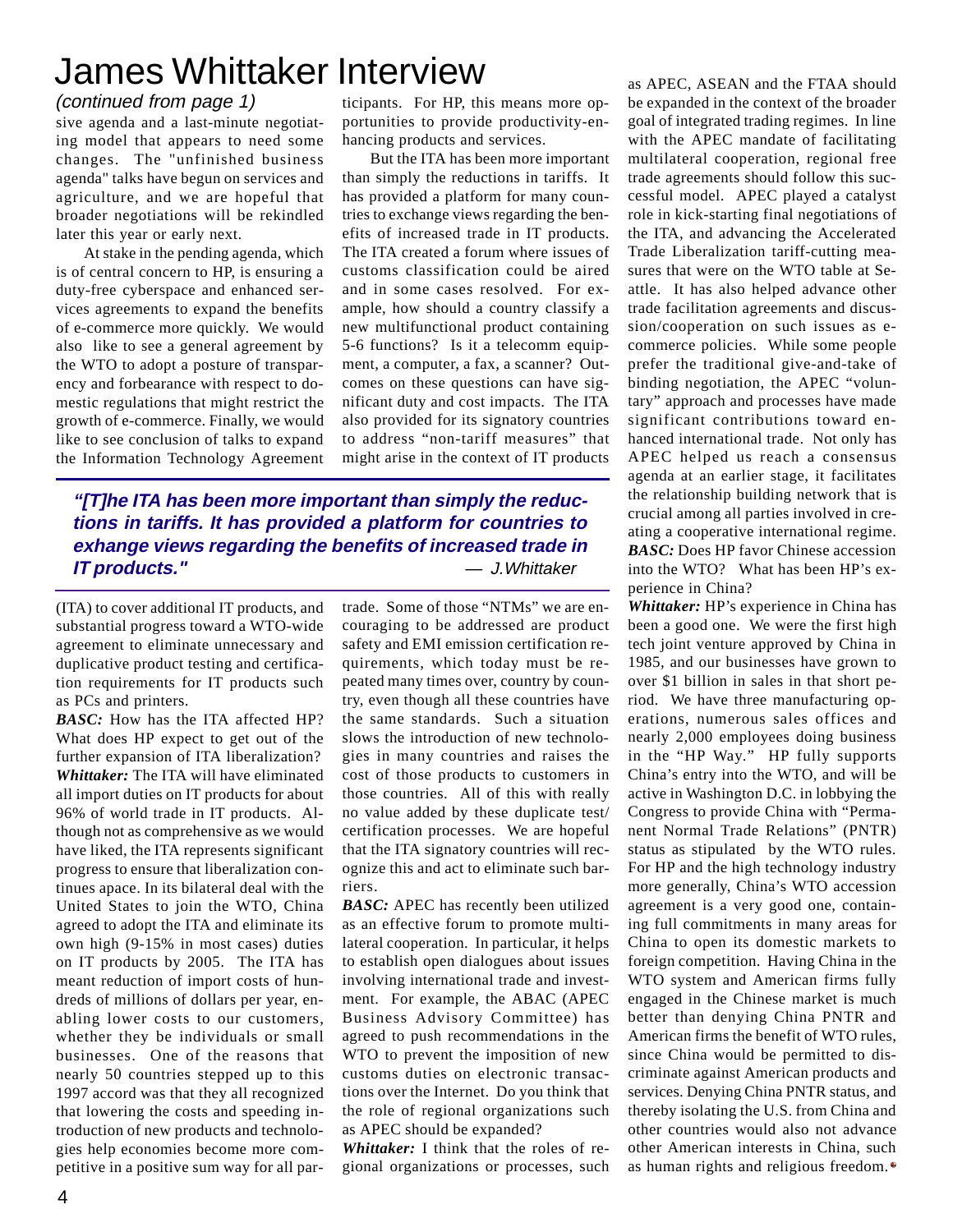# James Whittaker Interview

*(continued from page 1)*

sive agenda and a last-minute negotiating model that appears to need some changes. The "unfinished business agenda" talks have begun on services and agriculture, and we are hopeful that broader negotiations will be rekindled later this year or early next.

At stake in the pending agenda, which is of central concern to HP, is ensuring a duty-free cyberspace and enhanced services agreements to expand the benefits of e-commerce more quickly. We would also like to see a general agreement by the WTO to adopt a posture of transparency and forbearance with respect to domestic regulations that might restrict the growth of e-commerce. Finally, we would like to see conclusion of talks to expand the Information Technology Agreement (ITA) to cover additional IT products, and substantial progress toward a WTO-wide agreement to eliminate unnecessary and duplicative product testing and certification requirements for IT products such as PCs and printers.

***BASC:*** How has the ITA affected HP? What does HP expect to get out of the further expansion of ITA liberalization?

***Whittaker:*** The ITA will have eliminated all import duties on IT products for about 96% of world trade in IT products. Although not as comprehensive as we would have liked, the ITA represents significant progress to ensure that liberalization continues apace. In its bilateral deal with the United States to join the WTO, China agreed to adopt the ITA and eliminate its own high (9-15% in most cases) duties on IT products by 2005. The ITA has meant reduction of import costs of hundreds of millions of dollars per year, enabling lower costs to our customers, whether they be individuals or small businesses. One of the reasons that nearly 50 countries stepped up to this 1997 accord was that they all recognized that lowering the costs and speeding introduction of new products and technologies help economies become more competitive in a positive sum way for all participants. For HP, this means more opportunities to provide productivity-enhancing products and services.

But the ITA has been more important than simply the reductions in tariffs. It has provided a platform for many countries to exchange views regarding the benefits of increased trade in IT products. The ITA created a forum where issues of customs classification could be aired and in some cases resolved. For example, how should a country classify a new multifunctional product containing 5-6 functions? Is it a telecomm equipment, a computer, a fax, a scanner? Outcomes on these questions can have significant duty and cost impacts. The ITA also provided for its signatory countries to address "non-tariff measures" that might arise in the context of IT products trade. Some of those "NTMs" we are encouraging to be addressed are product safety and EMI emission certification requirements, which today must be repeated many times over, country by country, even though all these countries have the same standards. Such a situation slows the introduction of new technologies in many countries and raises the cost of those products to customers in those countries. All of this with really no value added by these duplicate test/certification processes. We are hopeful that the ITA signatory countries will recognize this and act to eliminate such barriers.

> ***"[T]he ITA has been more important than simply the reductions in tariffs. It has provided a platform for countries to exhange views regarding the benefits of increased trade in IT products."*** — *J.Whittaker*

***BASC:*** APEC has recently been utilized as an effective forum to promote multilateral cooperation. In particular, it helps to establish open dialogues about issues involving international trade and investment. For example, the ABAC (APEC Business Advisory Committee) has agreed to push recommendations in the WTO to prevent the imposition of new customs duties on electronic transactions over the Internet. Do you think that the role of regional organizations such as APEC should be expanded?

***Whittaker:*** I think that the roles of regional organizations or processes, such as APEC, ASEAN and the FTAA should be expanded in the context of the broader goal of integrated trading regimes. In line with the APEC mandate of facilitating multilateral cooperation, regional free trade agreements should follow this successful model. APEC played a catalyst role in kick-starting final negotiations of the ITA, and advancing the Accelerated Trade Liberalization tariff-cutting measures that were on the WTO table at Seattle. It has also helped advance other trade facilitation agreements and discussion/cooperation on such issues as e-commerce policies. While some people prefer the traditional give-and-take of binding negotiation, the APEC "voluntary" approach and processes have made significant contributions toward enhanced international trade. Not only has APEC helped us reach a consensus agenda at an earlier stage, it facilitates the relationship building network that is crucial among all parties involved in creating a cooperative international regime.

***BASC:*** Does HP favor Chinese accession into the WTO? What has been HP's experience in China?

***Whittaker:*** HP's experience in China has been a good one. We were the first high tech joint venture approved by China in 1985, and our businesses have grown to over $1 billion in sales in that short period. We have three manufacturing operations, numerous sales offices and nearly 2,000 employees doing business in the "HP Way." HP fully supports China's entry into the WTO, and will be active in Washington D.C. in lobbying the Congress to provide China with "Permanent Normal Trade Relations" (PNTR) status as stipulated by the WTO rules. For HP and the high technology industry more generally, China's WTO accession agreement is a very good one, containing full commitments in many areas for China to open its domestic markets to foreign competition. Having China in the WTO system and American firms fully engaged in the Chinese market is much better than denying China PNTR and American firms the benefit of WTO rules, since China would be permitted to discriminate against American products and services. Denying China PNTR status, and thereby isolating the U.S. from China and other countries would also not advance other American interests in China, such as human rights and religious freedom.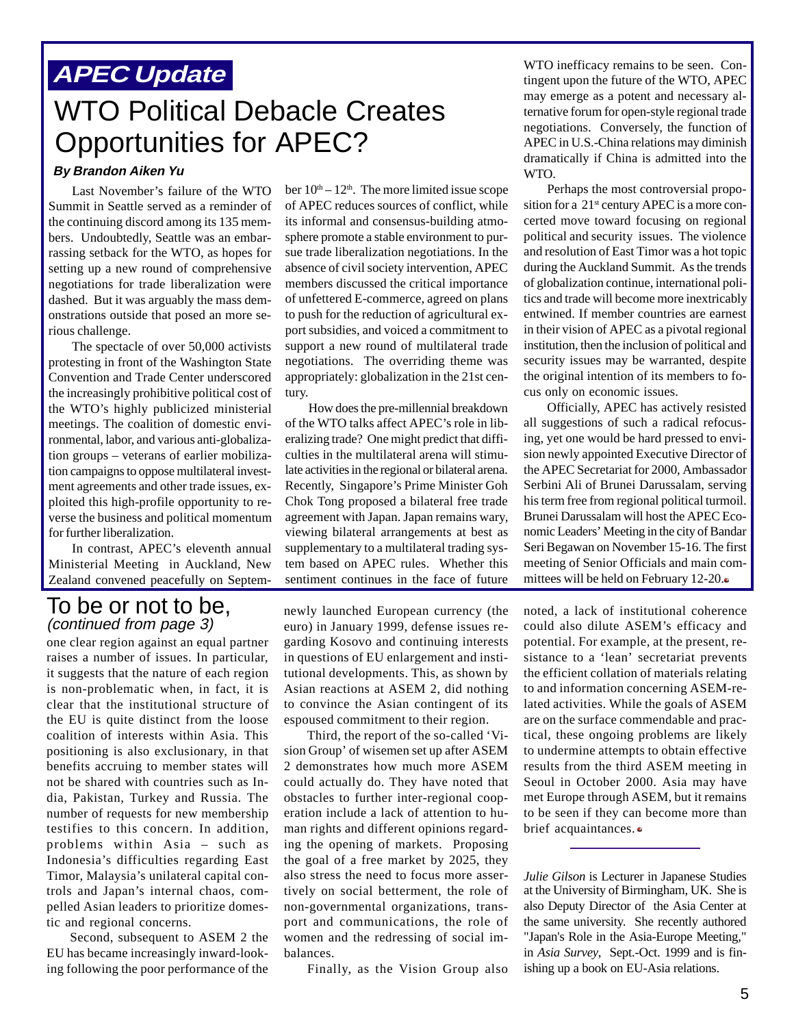## APEC Update

# WTO Political Debacle Creates Opportunities for APEC?

**By Brandon Aiken Yu**

Last November's failure of the WTO Summit in Seattle served as a reminder of the continuing discord among its 135 members. Undoubtedly, Seattle was an embarrassing setback for the WTO, as hopes for setting up a new round of comprehensive negotiations for trade liberalization were dashed. But it was arguably the mass demonstrations outside that posed an more serious challenge.

The spectacle of over 50,000 activists protesting in front of the Washington State Convention and Trade Center underscored the increasingly prohibitive political cost of the WTO's highly publicized ministerial meetings. The coalition of domestic environmental, labor, and various anti-globalization groups – veterans of earlier mobilization campaigns to oppose multilateral investment agreements and other trade issues, exploited this high-profile opportunity to reverse the business and political momentum for further liberalization.

In contrast, APEC's eleventh annual Ministerial Meeting in Auckland, New Zealand convened peacefully on September 10th – 12th. The more limited issue scope of APEC reduces sources of conflict, while its informal and consensus-building atmosphere promote a stable environment to pursue trade liberalization negotiations. In the absence of civil society intervention, APEC members discussed the critical importance of unfettered E-commerce, agreed on plans to push for the reduction of agricultural export subsidies, and voiced a commitment to support a new round of multilateral trade negotiations. The overriding theme was appropriately: globalization in the 21st century.

How does the pre-millennial breakdown of the WTO talks affect APEC's role in liberalizing trade? One might predict that difficulties in the multilateral arena will stimulate activities in the regional or bilateral arena. Recently, Singapore's Prime Minister Goh Chok Tong proposed a bilateral free trade agreement with Japan. Japan remains wary, viewing bilateral arrangements at best as supplementary to a multilateral trading system based on APEC rules. Whether this sentiment continues in the face of future WTO inefficacy remains to be seen. Contingent upon the future of the WTO, APEC may emerge as a potent and necessary alternative forum for open-style regional trade negotiations. Conversely, the function of APEC in U.S.-China relations may diminish dramatically if China is admitted into the WTO.

Perhaps the most controversial proposition for a 21st century APEC is a more concerted move toward focusing on regional political and security issues. The violence and resolution of East Timor was a hot topic during the Auckland Summit. As the trends of globalization continue, international politics and trade will become more inextricably entwined. If member countries are earnest in their vision of APEC as a pivotal regional institution, then the inclusion of political and security issues may be warranted, despite the original intention of its members to focus only on economic issues.

Officially, APEC has actively resisted all suggestions of such a radical refocusing, yet one would be hard pressed to envision newly appointed Executive Director of the APEC Secretariat for 2000, Ambassador Serbini Ali of Brunei Darussalam, serving his term free from regional political turmoil. Brunei Darussalam will host the APEC Economic Leaders' Meeting in the city of Bandar Seri Begawan on November 15-16. The first meeting of Senior Officials and main committees will be held on February 12-20.

## To be or not to be,
*(continued from page 3)*

one clear region against an equal partner raises a number of issues. In particular, it suggests that the nature of each region is non-problematic when, in fact, it is clear that the institutional structure of the EU is quite distinct from the loose coalition of interests within Asia. This positioning is also exclusionary, in that benefits accruing to member states will not be shared with countries such as India, Pakistan, Turkey and Russia. The number of requests for new membership testifies to this concern. In addition, problems within Asia – such as Indonesia's difficulties regarding East Timor, Malaysia's unilateral capital controls and Japan's internal chaos, compelled Asian leaders to prioritize domestic and regional concerns.

Second, subsequent to ASEM 2 the EU has became increasingly inward-looking following the poor performance of the newly launched European currency (the euro) in January 1999, defense issues regarding Kosovo and continuing interests in questions of EU enlargement and institutional developments. This, as shown by Asian reactions at ASEM 2, did nothing to convince the Asian contingent of its espoused commitment to their region.

Third, the report of the so-called 'Vision Group' of wisemen set up after ASEM 2 demonstrates how much more ASEM could actually do. They have noted that obstacles to further inter-regional cooperation include a lack of attention to human rights and different opinions regarding the opening of markets. Proposing the goal of a free market by 2025, they also stress the need to focus more assertively on social betterment, the role of non-governmental organizations, transport and communications, the role of women and the redressing of social imbalances.

Finally, as the Vision Group also noted, a lack of institutional coherence could also dilute ASEM's efficacy and potential. For example, at the present, resistance to a 'lean' secretariat prevents the efficient collation of materials relating to and information concerning ASEM-related activities. While the goals of ASEM are on the surface commendable and practical, these ongoing problems are likely to undermine attempts to obtain effective results from the third ASEM meeting in Seoul in October 2000. Asia may have met Europe through ASEM, but it remains to be seen if they can become more than brief acquaintances.

---

*Julie Gilson* is Lecturer in Japanese Studies at the University of Birmingham, UK. She is also Deputy Director of the Asia Center at the same university. She recently authored "Japan's Role in the Asia-Europe Meeting," in *Asia Survey*, Sept.-Oct. 1999 and is finishing up a book on EU-Asia relations.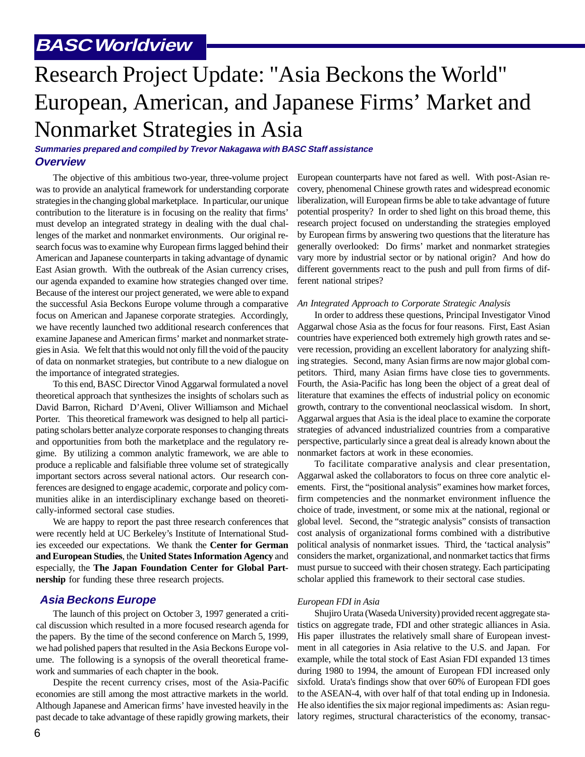## BASC Worldview

# Research Project Update: "Asia Beckons the World" European, American, and Japanese Firms' Market and Nonmarket Strategies in Asia

***Summaries prepared and compiled by Trevor Nakagawa with BASC Staff assistance***

## *Overview*

The objective of this ambitious two-year, three-volume project was to provide an analytical framework for understanding corporate strategies in the changing global marketplace. In particular, our unique contribution to the literature is in focusing on the reality that firms' must develop an integrated strategy in dealing with the dual challenges of the market and nonmarket environments. Our original research focus was to examine why European firms lagged behind their American and Japanese counterparts in taking advantage of dynamic East Asian growth. With the outbreak of the Asian currency crises, our agenda expanded to examine how strategies changed over time. Because of the interest our project generated, we were able to expand the successful Asia Beckons Europe volume through a comparative focus on American and Japanese corporate strategies. Accordingly, we have recently launched two additional research conferences that examine Japanese and American firms' market and nonmarket strategies in Asia. We felt that this would not only fill the void of the paucity of data on nonmarket strategies, but contribute to a new dialogue on the importance of integrated strategies.

To this end, BASC Director Vinod Aggarwal formulated a novel theoretical approach that synthesizes the insights of scholars such as David Barron, Richard D'Aveni, Oliver Williamson and Michael Porter. This theoretical framework was designed to help all participating scholars better analyze corporate responses to changing threats and opportunities from both the marketplace and the regulatory regime. By utilizing a common analytic framework, we are able to produce a replicable and falsifiable three volume set of strategically important sectors across several national actors. Our research conferences are designed to engage academic, corporate and policy communities alike in an interdisciplinary exchange based on theoretically-informed sectoral case studies.

We are happy to report the past three research conferences that were recently held at UC Berkeley's Institute of International Studies exceeded our expectations. We thank the **Center for German and European Studies**, the **United States Information Agency** and especially, the **The Japan Foundation Center for Global Partnership** for funding these three research projects.

## *Asia Beckons Europe*

The launch of this project on October 3, 1997 generated a critical discussion which resulted in a more focused research agenda for the papers. By the time of the second conference on March 5, 1999, we had polished papers that resulted in the Asia Beckons Europe volume. The following is a synopsis of the overall theoretical framework and summaries of each chapter in the book.

Despite the recent currency crises, most of the Asia-Pacific economies are still among the most attractive markets in the world. Although Japanese and American firms' have invested heavily in the past decade to take advantage of these rapidly growing markets, their European counterparts have not fared as well. With post-Asian recovery, phenomenal Chinese growth rates and widespread economic liberalization, will European firms be able to take advantage of future potential prosperity? In order to shed light on this broad theme, this research project focused on understanding the strategies employed by European firms by answering two questions that the literature has generally overlooked: Do firms' market and nonmarket strategies vary more by industrial sector or by national origin? And how do different governments react to the push and pull from firms of different national stripes?

*An Integrated Approach to Corporate Strategic Analysis*

In order to address these questions, Principal Investigator Vinod Aggarwal chose Asia as the focus for four reasons. First, East Asian countries have experienced both extremely high growth rates and severe recession, providing an excellent laboratory for analyzing shifting strategies. Second, many Asian firms are now major global competitors. Third, many Asian firms have close ties to governments. Fourth, the Asia-Pacific has long been the object of a great deal of literature that examines the effects of industrial policy on economic growth, contrary to the conventional neoclassical wisdom. In short, Aggarwal argues that Asia is the ideal place to examine the corporate strategies of advanced industrialized countries from a comparative perspective, particularly since a great deal is already known about the nonmarket factors at work in these economies.

To facilitate comparative analysis and clear presentation, Aggarwal asked the collaborators to focus on three core analytic elements. First, the "positional analysis" examines how market forces, firm competencies and the nonmarket environment influence the choice of trade, investment, or some mix at the national, regional or global level. Second, the "strategic analysis" consists of transaction cost analysis of organizational forms combined with a distributive political analysis of nonmarket issues. Third, the 'tactical analysis" considers the market, organizational, and nonmarket tactics that firms must pursue to succeed with their chosen strategy. Each participating scholar applied this framework to their sectoral case studies.

*European FDI in Asia*

Shujiro Urata (Waseda University) provided recent aggregate statistics on aggregate trade, FDI and other strategic alliances in Asia. His paper illustrates the relatively small share of European investment in all categories in Asia relative to the U.S. and Japan. For example, while the total stock of East Asian FDI expanded 13 times during 1980 to 1994, the amount of European FDI increased only sixfold. Urata's findings show that over 60% of European FDI goes to the ASEAN-4, with over half of that total ending up in Indonesia. He also identifies the six major regional impediments as: Asian regulatory regimes, structural characteristics of the economy, transac-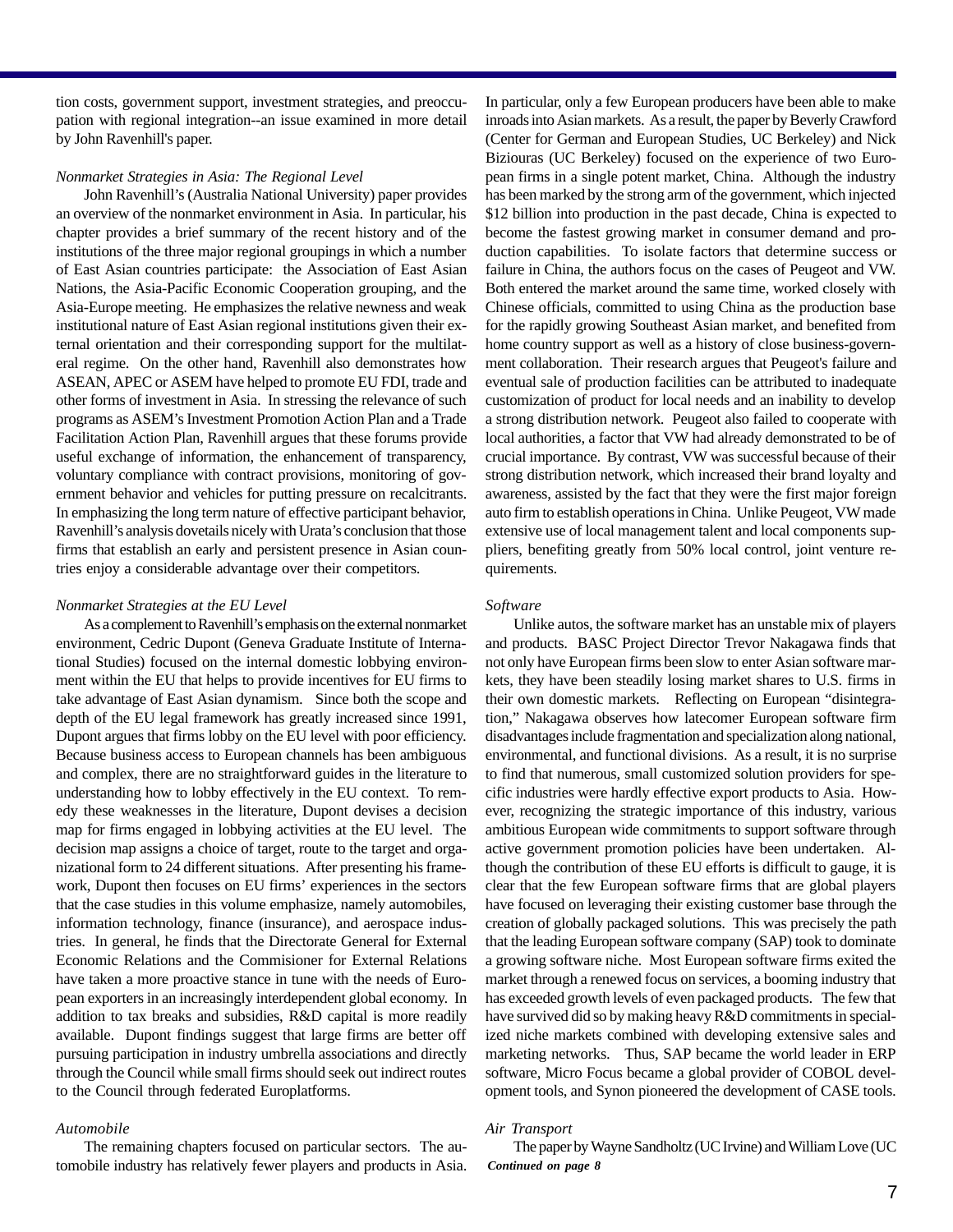tion costs, government support, investment strategies, and preoccupation with regional integration--an issue examined in more detail by John Ravenhill's paper.

*Nonmarket Strategies in Asia: The Regional Level*

John Ravenhill's (Australia National University) paper provides an overview of the nonmarket environment in Asia. In particular, his chapter provides a brief summary of the recent history and of the institutions of the three major regional groupings in which a number of East Asian countries participate: the Association of East Asian Nations, the Asia-Pacific Economic Cooperation grouping, and the Asia-Europe meeting. He emphasizes the relative newness and weak institutional nature of East Asian regional institutions given their external orientation and their corresponding support for the multilateral regime. On the other hand, Ravenhill also demonstrates how ASEAN, APEC or ASEM have helped to promote EU FDI, trade and other forms of investment in Asia. In stressing the relevance of such programs as ASEM's Investment Promotion Action Plan and a Trade Facilitation Action Plan, Ravenhill argues that these forums provide useful exchange of information, the enhancement of transparency, voluntary compliance with contract provisions, monitoring of government behavior and vehicles for putting pressure on recalcitrants. In emphasizing the long term nature of effective participant behavior, Ravenhill's analysis dovetails nicely with Urata's conclusion that those firms that establish an early and persistent presence in Asian countries enjoy a considerable advantage over their competitors.

*Nonmarket Strategies at the EU Level*

As a complement to Ravenhill's emphasis on the external nonmarket environment, Cedric Dupont (Geneva Graduate Institute of International Studies) focused on the internal domestic lobbying environment within the EU that helps to provide incentives for EU firms to take advantage of East Asian dynamism. Since both the scope and depth of the EU legal framework has greatly increased since 1991, Dupont argues that firms lobby on the EU level with poor efficiency. Because business access to European channels has been ambiguous and complex, there are no straightforward guides in the literature to understanding how to lobby effectively in the EU context. To remedy these weaknesses in the literature, Dupont devises a decision map for firms engaged in lobbying activities at the EU level. The decision map assigns a choice of target, route to the target and organizational form to 24 different situations. After presenting his framework, Dupont then focuses on EU firms' experiences in the sectors that the case studies in this volume emphasize, namely automobiles, information technology, finance (insurance), and aerospace industries. In general, he finds that the Directorate General for External Economic Relations and the Commisioner for External Relations have taken a more proactive stance in tune with the needs of European exporters in an increasingly interdependent global economy. In addition to tax breaks and subsidies, R&D capital is more readily available. Dupont findings suggest that large firms are better off pursuing participation in industry umbrella associations and directly through the Council while small firms should seek out indirect routes to the Council through federated Europlatforms.

*Automobile*

The remaining chapters focused on particular sectors. The automobile industry has relatively fewer players and products in Asia. In particular, only a few European producers have been able to make inroads into Asian markets. As a result, the paper by Beverly Crawford (Center for German and European Studies, UC Berkeley) and Nick Biziouras (UC Berkeley) focused on the experience of two European firms in a single potent market, China. Although the industry has been marked by the strong arm of the government, which injected \$12 billion into production in the past decade, China is expected to become the fastest growing market in consumer demand and production capabilities. To isolate factors that determine success or failure in China, the authors focus on the cases of Peugeot and VW. Both entered the market around the same time, worked closely with Chinese officials, committed to using China as the production base for the rapidly growing Southeast Asian market, and benefited from home country support as well as a history of close business-government collaboration. Their research argues that Peugeot's failure and eventual sale of production facilities can be attributed to inadequate customization of product for local needs and an inability to develop a strong distribution network. Peugeot also failed to cooperate with local authorities, a factor that VW had already demonstrated to be of crucial importance. By contrast, VW was successful because of their strong distribution network, which increased their brand loyalty and awareness, assisted by the fact that they were the first major foreign auto firm to establish operations in China. Unlike Peugeot, VW made extensive use of local management talent and local components suppliers, benefiting greatly from 50% local control, joint venture requirements.

*Software*

Unlike autos, the software market has an unstable mix of players and products. BASC Project Director Trevor Nakagawa finds that not only have European firms been slow to enter Asian software markets, they have been steadily losing market shares to U.S. firms in their own domestic markets. Reflecting on European "disintegration," Nakagawa observes how latecomer European software firm disadvantages include fragmentation and specialization along national, environmental, and functional divisions. As a result, it is no surprise to find that numerous, small customized solution providers for specific industries were hardly effective export products to Asia. However, recognizing the strategic importance of this industry, various ambitious European wide commitments to support software through active government promotion policies have been undertaken. Although the contribution of these EU efforts is difficult to gauge, it is clear that the few European software firms that are global players have focused on leveraging their existing customer base through the creation of globally packaged solutions. This was precisely the path that the leading European software company (SAP) took to dominate a growing software niche. Most European software firms exited the market through a renewed focus on services, a booming industry that has exceeded growth levels of even packaged products. The few that have survived did so by making heavy R&D commitments in specialized niche markets combined with developing extensive sales and marketing networks. Thus, SAP became the world leader in ERP software, Micro Focus became a global provider of COBOL development tools, and Synon pioneered the development of CASE tools.

*Air Transport*

The paper by Wayne Sandholtz (UC Irvine) and William Love (UC

***Continued on page 8***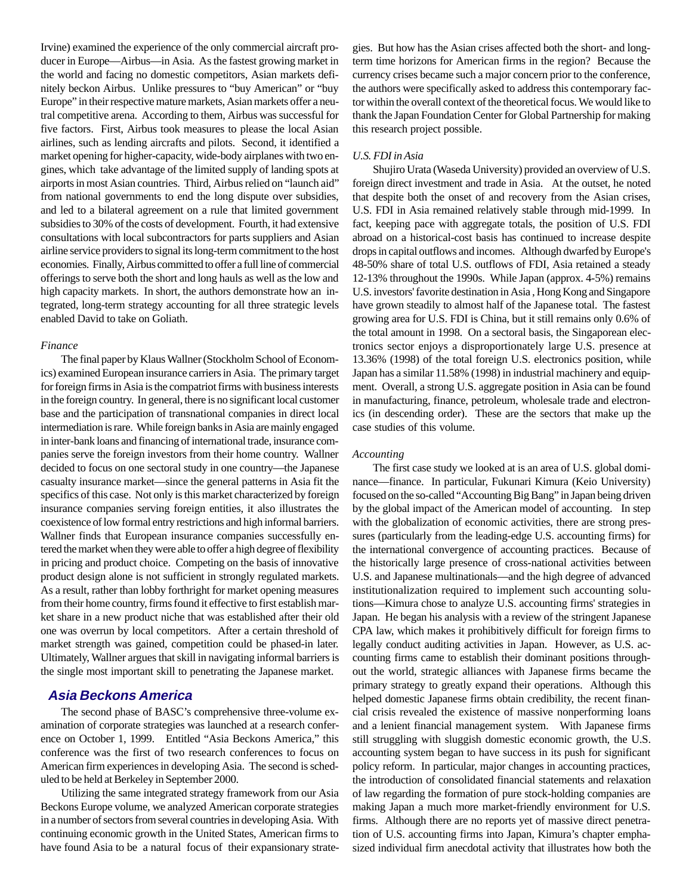Irvine) examined the experience of the only commercial aircraft producer in Europe—Airbus—in Asia. As the fastest growing market in the world and facing no domestic competitors, Asian markets definitely beckon Airbus. Unlike pressures to "buy American" or "buy Europe" in their respective mature markets, Asian markets offer a neutral competitive arena. According to them, Airbus was successful for five factors. First, Airbus took measures to please the local Asian airlines, such as lending aircrafts and pilots. Second, it identified a market opening for higher-capacity, wide-body airplanes with two engines, which take advantage of the limited supply of landing spots at airports in most Asian countries. Third, Airbus relied on "launch aid" from national governments to end the long dispute over subsidies, and led to a bilateral agreement on a rule that limited government subsidies to 30% of the costs of development. Fourth, it had extensive consultations with local subcontractors for parts suppliers and Asian airline service providers to signal its long-term commitment to the host economies. Finally, Airbus committed to offer a full line of commercial offerings to serve both the short and long hauls as well as the low and high capacity markets. In short, the authors demonstrate how an integrated, long-term strategy accounting for all three strategic levels enabled David to take on Goliath.

*Finance*

The final paper by Klaus Wallner (Stockholm School of Economics) examined European insurance carriers in Asia. The primary target for foreign firms in Asia is the compatriot firms with business interests in the foreign country. In general, there is no significant local customer base and the participation of transnational companies in direct local intermediation is rare. While foreign banks in Asia are mainly engaged in inter-bank loans and financing of international trade, insurance companies serve the foreign investors from their home country. Wallner decided to focus on one sectoral study in one country—the Japanese casualty insurance market—since the general patterns in Asia fit the specifics of this case. Not only is this market characterized by foreign insurance companies serving foreign entities, it also illustrates the coexistence of low formal entry restrictions and high informal barriers. Wallner finds that European insurance companies successfully entered the market when they were able to offer a high degree of flexibility in pricing and product choice. Competing on the basis of innovative product design alone is not sufficient in strongly regulated markets. As a result, rather than lobby forthright for market opening measures from their home country, firms found it effective to first establish market share in a new product niche that was established after their old one was overrun by local competitors. After a certain threshold of market strength was gained, competition could be phased-in later. Ultimately, Wallner argues that skill in navigating informal barriers is the single most important skill to penetrating the Japanese market.

## Asia Beckons America

The second phase of BASC's comprehensive three-volume examination of corporate strategies was launched at a research conference on October 1, 1999. Entitled "Asia Beckons America," this conference was the first of two research conferences to focus on American firm experiences in developing Asia. The second is scheduled to be held at Berkeley in September 2000.

Utilizing the same integrated strategy framework from our Asia Beckons Europe volume, we analyzed American corporate strategies in a number of sectors from several countries in developing Asia. With continuing economic growth in the United States, American firms to have found Asia to be a natural focus of their expansionary strategies. But how has the Asian crises affected both the short- and long-term time horizons for American firms in the region? Because the currency crises became such a major concern prior to the conference, the authors were specifically asked to address this contemporary factor within the overall context of the theoretical focus. We would like to thank the Japan Foundation Center for Global Partnership for making this research project possible.

*U.S. FDI in Asia*

Shujiro Urata (Waseda University) provided an overview of U.S. foreign direct investment and trade in Asia. At the outset, he noted that despite both the onset of and recovery from the Asian crises, U.S. FDI in Asia remained relatively stable through mid-1999. In fact, keeping pace with aggregate totals, the position of U.S. FDI abroad on a historical-cost basis has continued to increase despite drops in capital outflows and incomes. Although dwarfed by Europe's 48-50% share of total U.S. outflows of FDI, Asia retained a steady 12-13% throughout the 1990s. While Japan (approx. 4-5%) remains U.S. investors' favorite destination in Asia , Hong Kong and Singapore have grown steadily to almost half of the Japanese total. The fastest growing area for U.S. FDI is China, but it still remains only 0.6% of the total amount in 1998. On a sectoral basis, the Singaporean electronics sector enjoys a disproportionately large U.S. presence at 13.36% (1998) of the total foreign U.S. electronics position, while Japan has a similar 11.58% (1998) in industrial machinery and equipment. Overall, a strong U.S. aggregate position in Asia can be found in manufacturing, finance, petroleum, wholesale trade and electronics (in descending order). These are the sectors that make up the case studies of this volume.

*Accounting*

The first case study we looked at is an area of U.S. global dominance—finance. In particular, Fukunari Kimura (Keio University) focused on the so-called "Accounting Big Bang" in Japan being driven by the global impact of the American model of accounting. In step with the globalization of economic activities, there are strong pressures (particularly from the leading-edge U.S. accounting firms) for the international convergence of accounting practices. Because of the historically large presence of cross-national activities between U.S. and Japanese multinationals—and the high degree of advanced institutionalization required to implement such accounting solutions—Kimura chose to analyze U.S. accounting firms' strategies in Japan. He began his analysis with a review of the stringent Japanese CPA law, which makes it prohibitively difficult for foreign firms to legally conduct auditing activities in Japan. However, as U.S. accounting firms came to establish their dominant positions throughout the world, strategic alliances with Japanese firms became the primary strategy to greatly expand their operations. Although this helped domestic Japanese firms obtain credibility, the recent financial crisis revealed the existence of massive nonperforming loans and a lenient financial management system. With Japanese firms still struggling with sluggish domestic economic growth, the U.S. accounting system began to have success in its push for significant policy reform. In particular, major changes in accounting practices, the introduction of consolidated financial statements and relaxation of law regarding the formation of pure stock-holding companies are making Japan a much more market-friendly environment for U.S. firms. Although there are no reports yet of massive direct penetration of U.S. accounting firms into Japan, Kimura's chapter emphasized individual firm anecdotal activity that illustrates how both the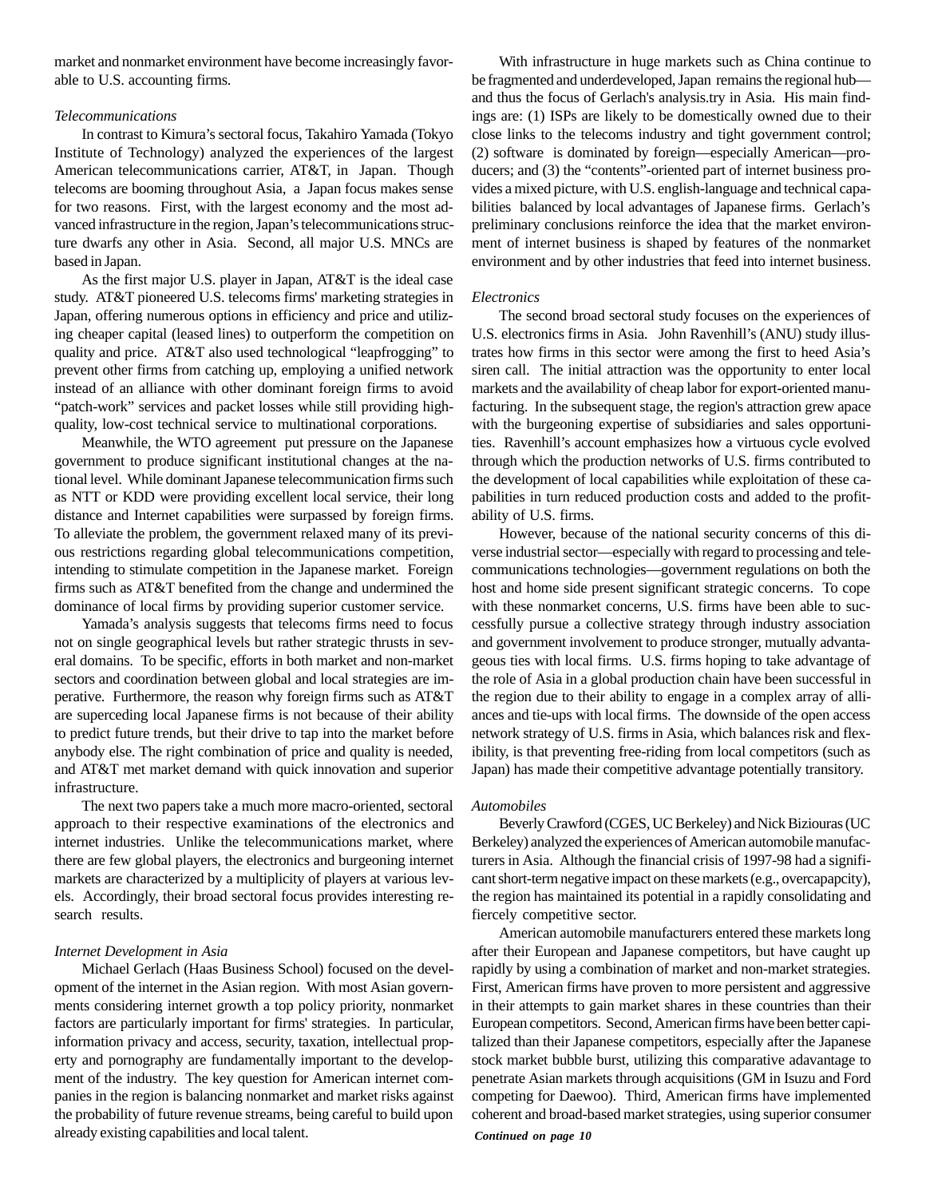market and nonmarket environment have become increasingly favorable to U.S. accounting firms.

*Telecommunications*

In contrast to Kimura's sectoral focus, Takahiro Yamada (Tokyo Institute of Technology) analyzed the experiences of the largest American telecommunications carrier, AT&T, in Japan. Though telecoms are booming throughout Asia, a Japan focus makes sense for two reasons. First, with the largest economy and the most advanced infrastructure in the region, Japan's telecommunications structure dwarfs any other in Asia. Second, all major U.S. MNCs are based in Japan.

As the first major U.S. player in Japan, AT&T is the ideal case study. AT&T pioneered U.S. telecoms firms' marketing strategies in Japan, offering numerous options in efficiency and price and utilizing cheaper capital (leased lines) to outperform the competition on quality and price. AT&T also used technological "leapfrogging" to prevent other firms from catching up, employing a unified network instead of an alliance with other dominant foreign firms to avoid "patch-work" services and packet losses while still providing high-quality, low-cost technical service to multinational corporations.

Meanwhile, the WTO agreement put pressure on the Japanese government to produce significant institutional changes at the national level. While dominant Japanese telecommunication firms such as NTT or KDD were providing excellent local service, their long distance and Internet capabilities were surpassed by foreign firms. To alleviate the problem, the government relaxed many of its previous restrictions regarding global telecommunications competition, intending to stimulate competition in the Japanese market. Foreign firms such as AT&T benefited from the change and undermined the dominance of local firms by providing superior customer service.

Yamada's analysis suggests that telecoms firms need to focus not on single geographical levels but rather strategic thrusts in several domains. To be specific, efforts in both market and non-market sectors and coordination between global and local strategies are imperative. Furthermore, the reason why foreign firms such as AT&T are superceding local Japanese firms is not because of their ability to predict future trends, but their drive to tap into the market before anybody else. The right combination of price and quality is needed, and AT&T met market demand with quick innovation and superior infrastructure.

The next two papers take a much more macro-oriented, sectoral approach to their respective examinations of the electronics and internet industries. Unlike the telecommunications market, where there are few global players, the electronics and burgeoning internet markets are characterized by a multiplicity of players at various levels. Accordingly, their broad sectoral focus provides interesting research results.

*Internet Development in Asia*

Michael Gerlach (Haas Business School) focused on the development of the internet in the Asian region. With most Asian governments considering internet growth a top policy priority, nonmarket factors are particularly important for firms' strategies. In particular, information privacy and access, security, taxation, intellectual property and pornography are fundamentally important to the development of the industry. The key question for American internet companies in the region is balancing nonmarket and market risks against the probability of future revenue streams, being careful to build upon already existing capabilities and local talent.

With infrastructure in huge markets such as China continue to be fragmented and underdeveloped, Japan remains the regional hub—and thus the focus of Gerlach's analysis.try in Asia. His main findings are: (1) ISPs are likely to be domestically owned due to their close links to the telecoms industry and tight government control; (2) software is dominated by foreign—especially American—producers; and (3) the "contents"-oriented part of internet business provides a mixed picture, with U.S. english-language and technical capabilities balanced by local advantages of Japanese firms. Gerlach's preliminary conclusions reinforce the idea that the market environment of internet business is shaped by features of the nonmarket environment and by other industries that feed into internet business.

*Electronics*

The second broad sectoral study focuses on the experiences of U.S. electronics firms in Asia. John Ravenhill's (ANU) study illustrates how firms in this sector were among the first to heed Asia's siren call. The initial attraction was the opportunity to enter local markets and the availability of cheap labor for export-oriented manufacturing. In the subsequent stage, the region's attraction grew apace with the burgeoning expertise of subsidiaries and sales opportunities. Ravenhill's account emphasizes how a virtuous cycle evolved through which the production networks of U.S. firms contributed to the development of local capabilities while exploitation of these capabilities in turn reduced production costs and added to the profitability of U.S. firms.

However, because of the national security concerns of this diverse industrial sector—especially with regard to processing and telecommunications technologies—government regulations on both the host and home side present significant strategic concerns. To cope with these nonmarket concerns, U.S. firms have been able to successfully pursue a collective strategy through industry association and government involvement to produce stronger, mutually advantageous ties with local firms. U.S. firms hoping to take advantage of the role of Asia in a global production chain have been successful in the region due to their ability to engage in a complex array of alliances and tie-ups with local firms. The downside of the open access network strategy of U.S. firms in Asia, which balances risk and flexibility, is that preventing free-riding from local competitors (such as Japan) has made their competitive advantage potentially transitory.

*Automobiles*

Beverly Crawford (CGES, UC Berkeley) and Nick Biziouras (UC Berkeley) analyzed the experiences of American automobile manufacturers in Asia. Although the financial crisis of 1997-98 had a significant short-term negative impact on these markets (e.g., overcapapcity), the region has maintained its potential in a rapidly consolidating and fiercely competitive sector.

American automobile manufacturers entered these markets long after their European and Japanese competitors, but have caught up rapidly by using a combination of market and non-market strategies. First, American firms have proven to more persistent and aggressive in their attempts to gain market shares in these countries than their European competitors. Second, American firms have been better capitalized than their Japanese competitors, especially after the Japanese stock market bubble burst, utilizing this comparative adavantage to penetrate Asian markets through acquisitions (GM in Isuzu and Ford competing for Daewoo). Third, American firms have implemented coherent and broad-based market strategies, using superior consumer

***Continued on page 10***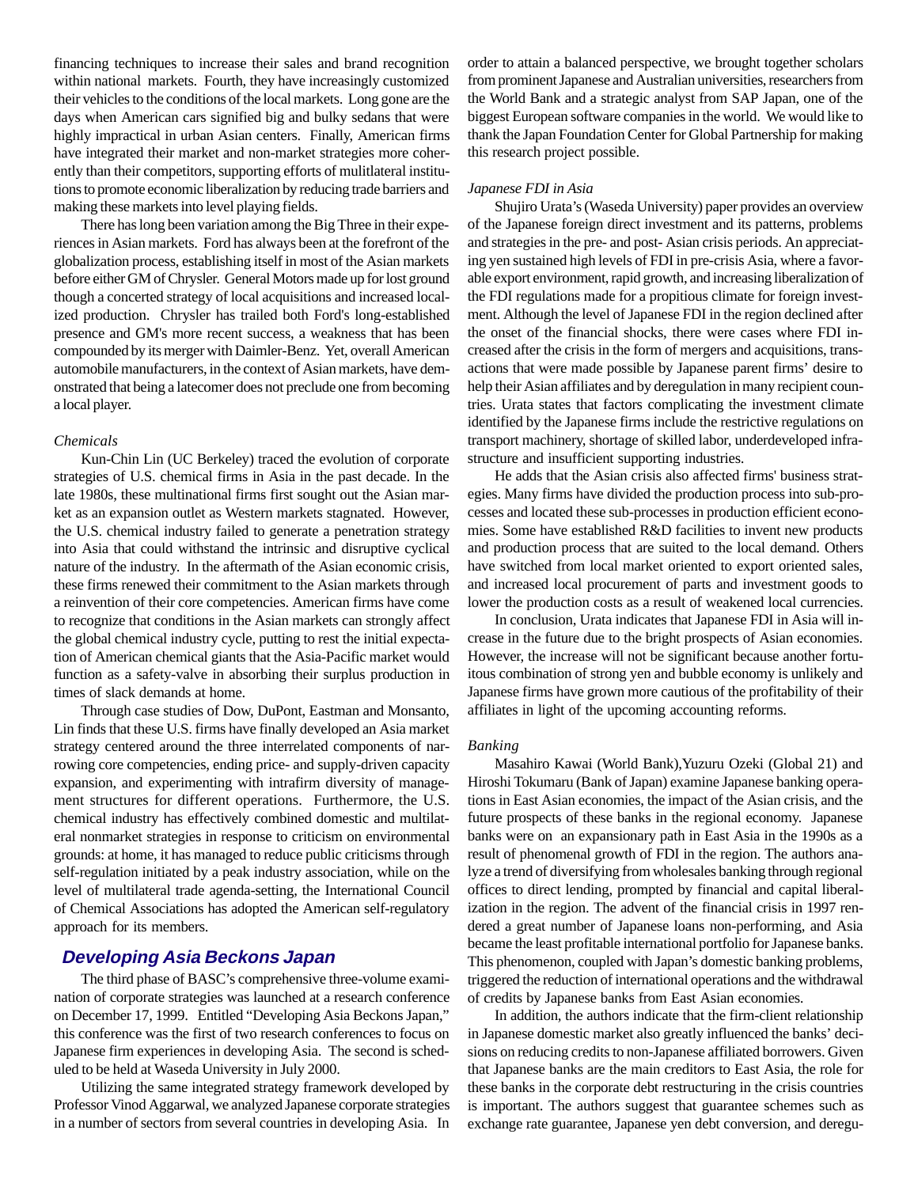financing techniques to increase their sales and brand recognition within national markets. Fourth, they have increasingly customized their vehicles to the conditions of the local markets. Long gone are the days when American cars signified big and bulky sedans that were highly impractical in urban Asian centers. Finally, American firms have integrated their market and non-market strategies more coherently than their competitors, supporting efforts of mulitlateral institutions to promote economic liberalization by reducing trade barriers and making these markets into level playing fields.

There has long been variation among the Big Three in their experiences in Asian markets. Ford has always been at the forefront of the globalization process, establishing itself in most of the Asian markets before either GM of Chrysler. General Motors made up for lost ground though a concerted strategy of local acquisitions and increased localized production. Chrysler has trailed both Ford's long-established presence and GM's more recent success, a weakness that has been compounded by its merger with Daimler-Benz. Yet, overall American automobile manufacturers, in the context of Asian markets, have demonstrated that being a latecomer does not preclude one from becoming a local player.

*Chemicals*

Kun-Chin Lin (UC Berkeley) traced the evolution of corporate strategies of U.S. chemical firms in Asia in the past decade. In the late 1980s, these multinational firms first sought out the Asian market as an expansion outlet as Western markets stagnated. However, the U.S. chemical industry failed to generate a penetration strategy into Asia that could withstand the intrinsic and disruptive cyclical nature of the industry. In the aftermath of the Asian economic crisis, these firms renewed their commitment to the Asian markets through a reinvention of their core competencies. American firms have come to recognize that conditions in the Asian markets can strongly affect the global chemical industry cycle, putting to rest the initial expectation of American chemical giants that the Asia-Pacific market would function as a safety-valve in absorbing their surplus production in times of slack demands at home.

Through case studies of Dow, DuPont, Eastman and Monsanto, Lin finds that these U.S. firms have finally developed an Asia market strategy centered around the three interrelated components of narrowing core competencies, ending price- and supply-driven capacity expansion, and experimenting with intrafirm diversity of management structures for different operations. Furthermore, the U.S. chemical industry has effectively combined domestic and multilateral nonmarket strategies in response to criticism on environmental grounds: at home, it has managed to reduce public criticisms through self-regulation initiated by a peak industry association, while on the level of multilateral trade agenda-setting, the International Council of Chemical Associations has adopted the American self-regulatory approach for its members.

## Developing Asia Beckons Japan

The third phase of BASC's comprehensive three-volume examination of corporate strategies was launched at a research conference on December 17, 1999. Entitled "Developing Asia Beckons Japan," this conference was the first of two research conferences to focus on Japanese firm experiences in developing Asia. The second is scheduled to be held at Waseda University in July 2000.

Utilizing the same integrated strategy framework developed by Professor Vinod Aggarwal, we analyzed Japanese corporate strategies in a number of sectors from several countries in developing Asia. In order to attain a balanced perspective, we brought together scholars from prominent Japanese and Australian universities, researchers from the World Bank and a strategic analyst from SAP Japan, one of the biggest European software companies in the world. We would like to thank the Japan Foundation Center for Global Partnership for making this research project possible.

*Japanese FDI in Asia*

Shujiro Urata's (Waseda University) paper provides an overview of the Japanese foreign direct investment and its patterns, problems and strategies in the pre- and post- Asian crisis periods. An appreciating yen sustained high levels of FDI in pre-crisis Asia, where a favorable export environment, rapid growth, and increasing liberalization of the FDI regulations made for a propitious climate for foreign investment. Although the level of Japanese FDI in the region declined after the onset of the financial shocks, there were cases where FDI increased after the crisis in the form of mergers and acquisitions, transactions that were made possible by Japanese parent firms' desire to help their Asian affiliates and by deregulation in many recipient countries. Urata states that factors complicating the investment climate identified by the Japanese firms include the restrictive regulations on transport machinery, shortage of skilled labor, underdeveloped infrastructure and insufficient supporting industries.

He adds that the Asian crisis also affected firms' business strategies. Many firms have divided the production process into sub-processes and located these sub-processes in production efficient economies. Some have established R&D facilities to invent new products and production process that are suited to the local demand. Others have switched from local market oriented to export oriented sales, and increased local procurement of parts and investment goods to lower the production costs as a result of weakened local currencies.

In conclusion, Urata indicates that Japanese FDI in Asia will increase in the future due to the bright prospects of Asian economies. However, the increase will not be significant because another fortuitous combination of strong yen and bubble economy is unlikely and Japanese firms have grown more cautious of the profitability of their affiliates in light of the upcoming accounting reforms.

*Banking*

Masahiro Kawai (World Bank),Yuzuru Ozeki (Global 21) and Hiroshi Tokumaru (Bank of Japan) examine Japanese banking operations in East Asian economies, the impact of the Asian crisis, and the future prospects of these banks in the regional economy. Japanese banks were on an expansionary path in East Asia in the 1990s as a result of phenomenal growth of FDI in the region. The authors analyze a trend of diversifying from wholesales banking through regional offices to direct lending, prompted by financial and capital liberalization in the region. The advent of the financial crisis in 1997 rendered a great number of Japanese loans non-performing, and Asia became the least profitable international portfolio for Japanese banks. This phenomenon, coupled with Japan's domestic banking problems, triggered the reduction of international operations and the withdrawal of credits by Japanese banks from East Asian economies.

In addition, the authors indicate that the firm-client relationship in Japanese domestic market also greatly influenced the banks' decisions on reducing credits to non-Japanese affiliated borrowers. Given that Japanese banks are the main creditors to East Asia, the role for these banks in the corporate debt restructuring in the crisis countries is important. The authors suggest that guarantee schemes such as exchange rate guarantee, Japanese yen debt conversion, and deregu-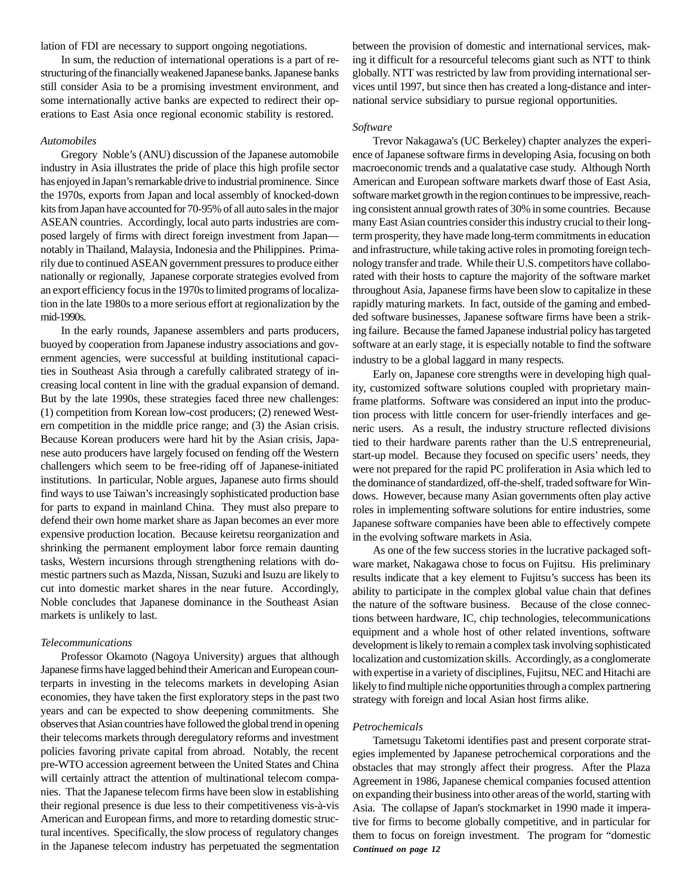lation of FDI are necessary to support ongoing negotiations.

In sum, the reduction of international operations is a part of restructuring of the financially weakened Japanese banks. Japanese banks still consider Asia to be a promising investment environment, and some internationally active banks are expected to redirect their operations to East Asia once regional economic stability is restored.

*Automobiles*

Gregory Noble's (ANU) discussion of the Japanese automobile industry in Asia illustrates the pride of place this high profile sector has enjoyed in Japan's remarkable drive to industrial prominence. Since the 1970s, exports from Japan and local assembly of knocked-down kits from Japan have accounted for 70-95% of all auto sales in the major ASEAN countries. Accordingly, local auto parts industries are composed largely of firms with direct foreign investment from Japan—notably in Thailand, Malaysia, Indonesia and the Philippines. Primarily due to continued ASEAN government pressures to produce either nationally or regionally, Japanese corporate strategies evolved from an export efficiency focus in the 1970s to limited programs of localization in the late 1980s to a more serious effort at regionalization by the mid-1990s.

In the early rounds, Japanese assemblers and parts producers, buoyed by cooperation from Japanese industry associations and government agencies, were successful at building institutional capacities in Southeast Asia through a carefully calibrated strategy of increasing local content in line with the gradual expansion of demand. But by the late 1990s, these strategies faced three new challenges: (1) competition from Korean low-cost producers; (2) renewed Western competition in the middle price range; and (3) the Asian crisis. Because Korean producers were hard hit by the Asian crisis, Japanese auto producers have largely focused on fending off the Western challengers which seem to be free-riding off of Japanese-initiated institutions. In particular, Noble argues, Japanese auto firms should find ways to use Taiwan's increasingly sophisticated production base for parts to expand in mainland China. They must also prepare to defend their own home market share as Japan becomes an ever more expensive production location. Because keiretsu reorganization and shrinking the permanent employment labor force remain daunting tasks, Western incursions through strengthening relations with domestic partners such as Mazda, Nissan, Suzuki and Isuzu are likely to cut into domestic market shares in the near future. Accordingly, Noble concludes that Japanese dominance in the Southeast Asian markets is unlikely to last.

*Telecommunications*

Professor Okamoto (Nagoya University) argues that although Japanese firms have lagged behind their American and European counterparts in investing in the telecoms markets in developing Asian economies, they have taken the first exploratory steps in the past two years and can be expected to show deepening commitments. She observes that Asian countries have followed the global trend in opening their telecoms markets through deregulatory reforms and investment policies favoring private capital from abroad. Notably, the recent pre-WTO accession agreement between the United States and China will certainly attract the attention of multinational telecom companies. That the Japanese telecom firms have been slow in establishing their regional presence is due less to their competitiveness vis-à-vis American and European firms, and more to retarding domestic structural incentives. Specifically, the slow process of regulatory changes in the Japanese telecom industry has perpetuated the segmentation between the provision of domestic and international services, making it difficult for a resourceful telecoms giant such as NTT to think globally. NTT was restricted by law from providing international services until 1997, but since then has created a long-distance and international service subsidiary to pursue regional opportunities.

*Software*

Trevor Nakagawa's (UC Berkeley) chapter analyzes the experience of Japanese software firms in developing Asia, focusing on both macroeconomic trends and a qualatative case study. Although North American and European software markets dwarf those of East Asia, software market growth in the region continues to be impressive, reaching consistent annual growth rates of 30% in some countries. Because many East Asian countries consider this industry crucial to their long-term prosperity, they have made long-term commitments in education and infrastructure, while taking active roles in promoting foreign technology transfer and trade. While their U.S. competitors have collaborated with their hosts to capture the majority of the software market throughout Asia, Japanese firms have been slow to capitalize in these rapidly maturing markets. In fact, outside of the gaming and embedded software businesses, Japanese software firms have been a striking failure. Because the famed Japanese industrial policy has targeted software at an early stage, it is especially notable to find the software industry to be a global laggard in many respects.

Early on, Japanese core strengths were in developing high quality, customized software solutions coupled with proprietary mainframe platforms. Software was considered an input into the production process with little concern for user-friendly interfaces and generic users. As a result, the industry structure reflected divisions tied to their hardware parents rather than the U.S entrepreneurial, start-up model. Because they focused on specific users' needs, they were not prepared for the rapid PC proliferation in Asia which led to the dominance of standardized, off-the-shelf, traded software for Windows. However, because many Asian governments often play active roles in implementing software solutions for entire industries, some Japanese software companies have been able to effectively compete in the evolving software markets in Asia.

As one of the few success stories in the lucrative packaged software market, Nakagawa chose to focus on Fujitsu. His preliminary results indicate that a key element to Fujitsu's success has been its ability to participate in the complex global value chain that defines the nature of the software business. Because of the close connections between hardware, IC, chip technologies, telecommunications equipment and a whole host of other related inventions, software development is likely to remain a complex task involving sophisticated localization and customization skills. Accordingly, as a conglomerate with expertise in a variety of disciplines, Fujitsu, NEC and Hitachi are likely to find multiple niche opportunities through a complex partnering strategy with foreign and local Asian host firms alike.

*Petrochemicals*

Tametsugu Taketomi identifies past and present corporate strategies implemented by Japanese petrochemical corporations and the obstacles that may strongly affect their progress. After the Plaza Agreement in 1986, Japanese chemical companies focused attention on expanding their business into other areas of the world, starting with Asia. The collapse of Japan's stockmarket in 1990 made it imperative for firms to become globally competitive, and in particular for them to focus on foreign investment. The program for "domestic

***Continued on page 12***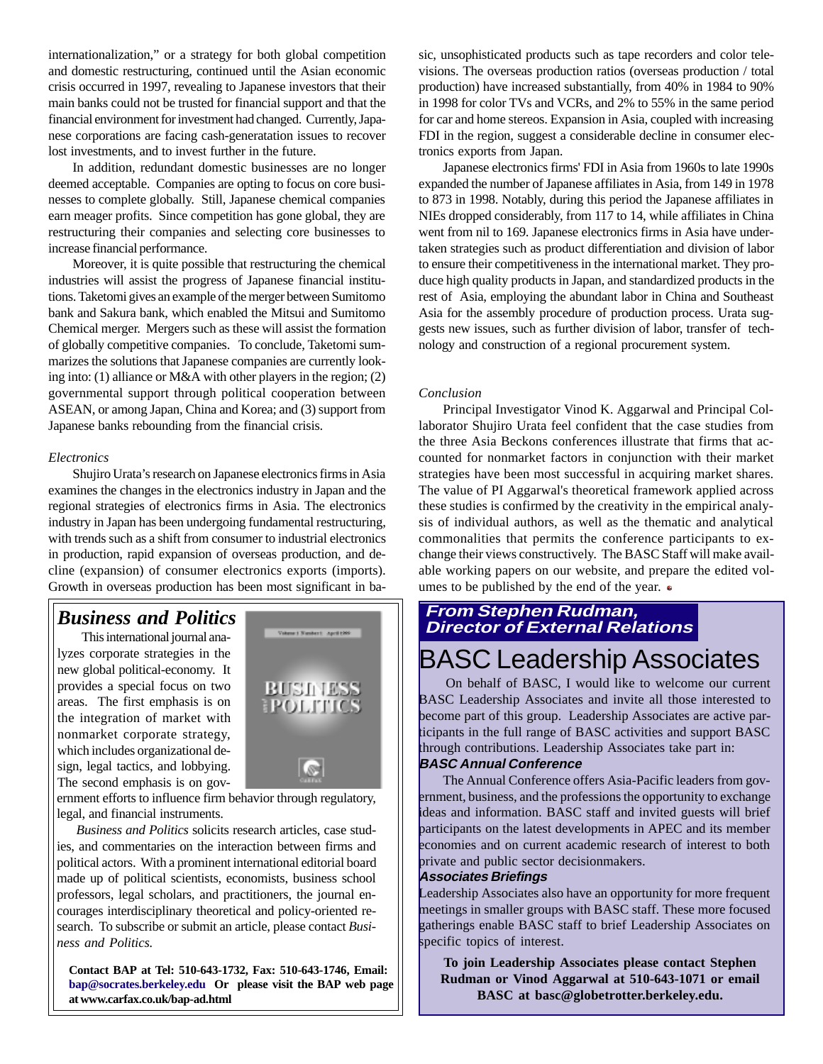internationalization," or a strategy for both global competition and domestic restructuring, continued until the Asian economic crisis occurred in 1997, revealing to Japanese investors that their main banks could not be trusted for financial support and that the financial environment for investment had changed. Currently, Japanese corporations are facing cash-generatation issues to recover lost investments, and to invest further in the future.

In addition, redundant domestic businesses are no longer deemed acceptable. Companies are opting to focus on core businesses to complete globally. Still, Japanese chemical companies earn meager profits. Since competition has gone global, they are restructuring their companies and selecting core businesses to increase financial performance.

Moreover, it is quite possible that restructuring the chemical industries will assist the progress of Japanese financial institutions. Taketomi gives an example of the merger between Sumitomo bank and Sakura bank, which enabled the Mitsui and Sumitomo Chemical merger. Mergers such as these will assist the formation of globally competitive companies. To conclude, Taketomi summarizes the solutions that Japanese companies are currently looking into: (1) alliance or M&A with other players in the region; (2) governmental support through political cooperation between ASEAN, or among Japan, China and Korea; and (3) support from Japanese banks rebounding from the financial crisis.

*Electronics*

Shujiro Urata's research on Japanese electronics firms in Asia examines the changes in the electronics industry in Japan and the regional strategies of electronics firms in Asia. The electronics industry in Japan has been undergoing fundamental restructuring, with trends such as a shift from consumer to industrial electronics in production, rapid expansion of overseas production, and decline (expansion) of consumer electronics exports (imports). Growth in overseas production has been most significant in basic, unsophisticated products such as tape recorders and color televisions. The overseas production ratios (overseas production / total production) have increased substantially, from 40% in 1984 to 90% in 1998 for color TVs and VCRs, and 2% to 55% in the same period for car and home stereos. Expansion in Asia, coupled with increasing FDI in the region, suggest a considerable decline in consumer electronics exports from Japan.

Japanese electronics firms' FDI in Asia from 1960s to late 1990s expanded the number of Japanese affiliates in Asia, from 149 in 1978 to 873 in 1998. Notably, during this period the Japanese affiliates in NIEs dropped considerably, from 117 to 14, while affiliates in China went from nil to 169. Japanese electronics firms in Asia have undertaken strategies such as product differentiation and division of labor to ensure their competitiveness in the international market. They produce high quality products in Japan, and standardized products in the rest of Asia, employing the abundant labor in China and Southeast Asia for the assembly procedure of production process. Urata suggests new issues, such as further division of labor, transfer of technology and construction of a regional procurement system.

*Conclusion*

Principal Investigator Vinod K. Aggarwal and Principal Collaborator Shujiro Urata feel confident that the case studies from the three Asia Beckons conferences illustrate that firms that accounted for nonmarket factors in conjunction with their market strategies have been most successful in acquiring market shares. The value of PI Aggarwal's theoretical framework applied across these studies is confirmed by the creativity in the empirical analysis of individual authors, as well as the thematic and analytical commonalities that permits the conference participants to exchange their views constructively. The BASC Staff will make available working papers on our website, and prepare the edited volumes to be published by the end of the year.

## *Business and Politics*

This international journal analyzes corporate strategies in the new global political-economy. It provides a special focus on two areas. The first emphasis is on the integration of market with nonmarket corporate strategy, which includes organizational design, legal tactics, and lobbying. The second emphasis is on government efforts to influence firm behavior through regulatory, legal, and financial instruments.

*Business and Politics* solicits research articles, case studies, and commentaries on the interaction between firms and political actors. With a prominent international editorial board made up of political scientists, economists, business school professors, legal scholars, and practitioners, the journal encourages interdisciplinary theoretical and policy-oriented research. To subscribe or submit an article, please contact *Business and Politics.*

**Contact BAP at Tel: 510-643-1732, Fax: 510-643-1746, Email: bap@socrates.berkeley.edu Or please visit the BAP web page at www.carfax.co.uk/bap-ad.html**

**From Stephen Rudman, Director of External Relations**

## BASC Leadership Associates

On behalf of BASC, I would like to welcome our current BASC Leadership Associates and invite all those interested to become part of this group. Leadership Associates are active participants in the full range of BASC activities and support BASC through contributions. Leadership Associates take part in:

***BASC Annual Conference***

The Annual Conference offers Asia-Pacific leaders from government, business, and the professions the opportunity to exchange ideas and information. BASC staff and invited guests will brief participants on the latest developments in APEC and its member economies and on current academic research of interest to both private and public sector decisionmakers.

***Associates Briefings***

Leadership Associates also have an opportunity for more frequent meetings in smaller groups with BASC staff. These more focused gatherings enable BASC staff to brief Leadership Associates on specific topics of interest.

**To join Leadership Associates please contact Stephen Rudman or Vinod Aggarwal at 510-643-1071 or email BASC at basc@globetrotter.berkeley.edu.**